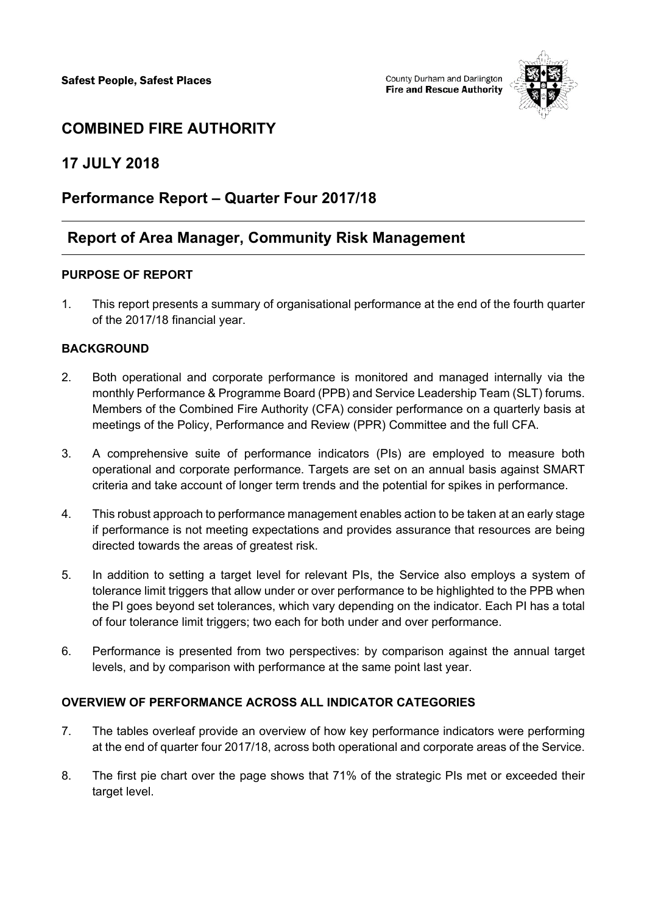Safest People, Safest Places

County Durham and Darlington
**Fire and Rescue Authority**

# COMBINED FIRE AUTHORITY

## 17 JULY 2018

## Performance Report – Quarter Four 2017/18

## Report of Area Manager, Community Risk Management

### PURPOSE OF REPORT

1. This report presents a summary of organisational performance at the end of the fourth quarter of the 2017/18 financial year.

### BACKGROUND

2. Both operational and corporate performance is monitored and managed internally via the monthly Performance & Programme Board (PPB) and Service Leadership Team (SLT) forums. Members of the Combined Fire Authority (CFA) consider performance on a quarterly basis at meetings of the Policy, Performance and Review (PPR) Committee and the full CFA.

3. A comprehensive suite of performance indicators (PIs) are employed to measure both operational and corporate performance. Targets are set on an annual basis against SMART criteria and take account of longer term trends and the potential for spikes in performance.

4. This robust approach to performance management enables action to be taken at an early stage if performance is not meeting expectations and provides assurance that resources are being directed towards the areas of greatest risk.

5. In addition to setting a target level for relevant PIs, the Service also employs a system of tolerance limit triggers that allow under or over performance to be highlighted to the PPB when the PI goes beyond set tolerances, which vary depending on the indicator. Each PI has a total of four tolerance limit triggers; two each for both under and over performance.

6. Performance is presented from two perspectives: by comparison against the annual target levels, and by comparison with performance at the same point last year.

### OVERVIEW OF PERFORMANCE ACROSS ALL INDICATOR CATEGORIES

7. The tables overleaf provide an overview of how key performance indicators were performing at the end of quarter four 2017/18, across both operational and corporate areas of the Service.

8. The first pie chart over the page shows that 71% of the strategic PIs met or exceeded their target level.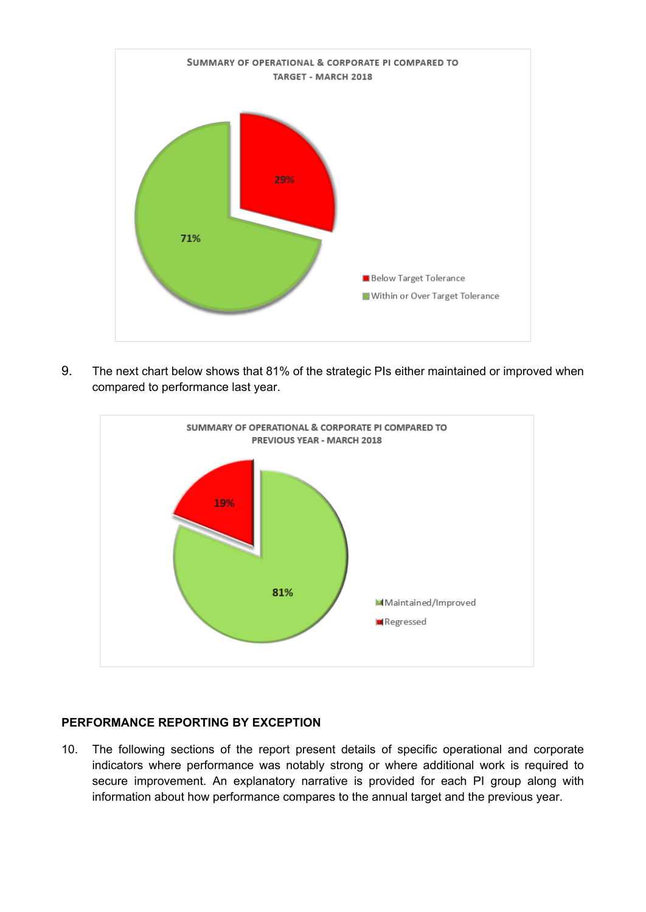**SUMMARY OF OPERATIONAL & CORPORATE PI COMPARED TO TARGET - MARCH 2018**

- Below Target Tolerance: 29%
- Within or Over Target Tolerance: 71%

9. The next chart below shows that 81% of the strategic PIs either maintained or improved when compared to performance last year.

**SUMMARY OF OPERATIONAL & CORPORATE PI COMPARED TO PREVIOUS YEAR - MARCH 2018**

- Maintained/Improved: 81%
- Regressed: 19%

## PERFORMANCE REPORTING BY EXCEPTION

10. The following sections of the report present details of specific operational and corporate indicators where performance was notably strong or where additional work is required to secure improvement. An explanatory narrative is provided for each PI group along with information about how performance compares to the annual target and the previous year.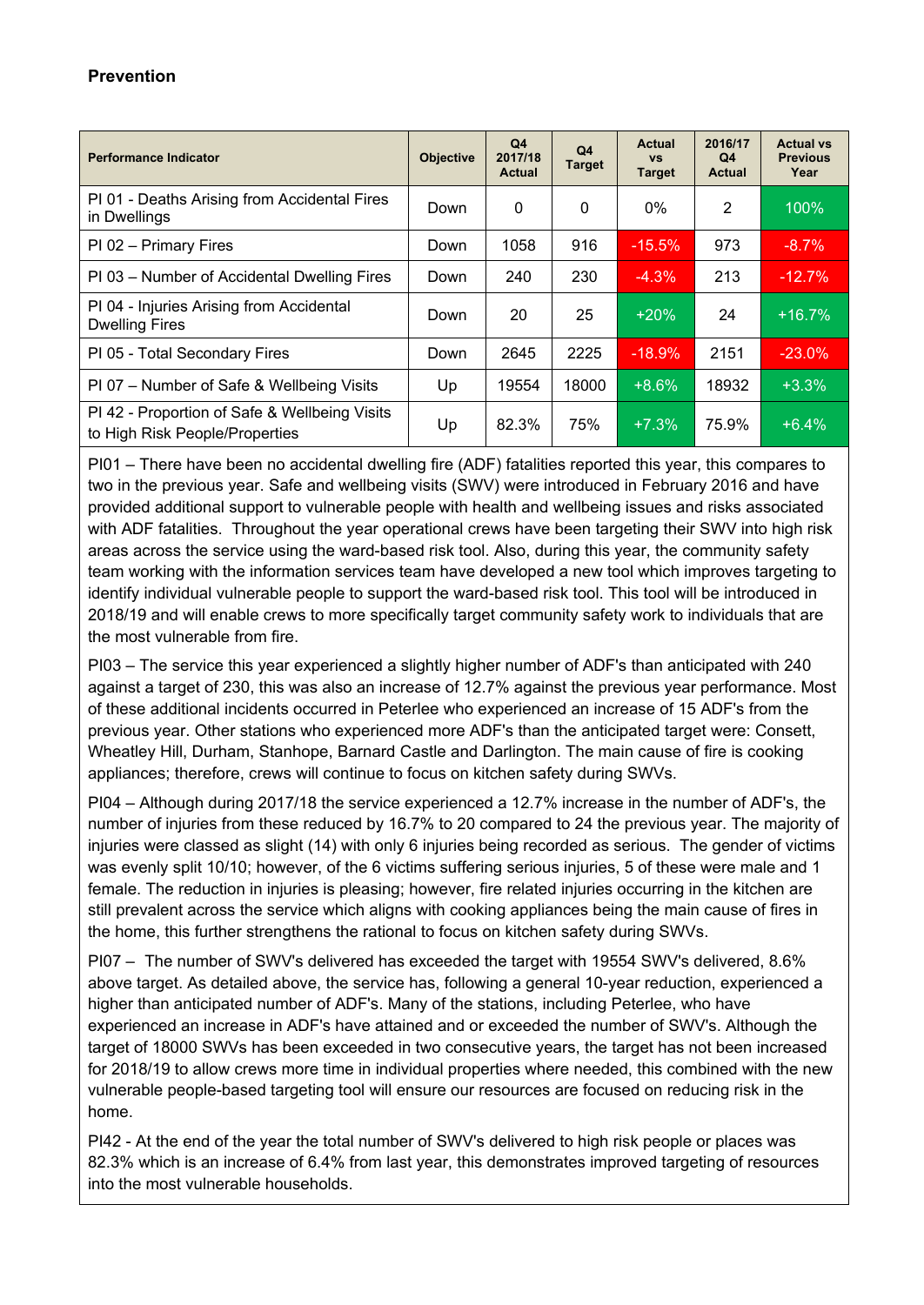## Prevention

| Performance Indicator | Objective | Q4 2017/18 Actual | Q4 Target | Actual vs Target | 2016/17 Q4 Actual | Actual vs Previous Year |
|---|---|---|---|---|---|---|
| PI 01 - Deaths Arising from Accidental Fires in Dwellings | Down | 0 | 0 | 0% | 2 | 100% |
| PI 02 – Primary Fires | Down | 1058 | 916 | -15.5% | 973 | -8.7% |
| PI 03 – Number of Accidental Dwelling Fires | Down | 240 | 230 | -4.3% | 213 | -12.7% |
| PI 04 - Injuries Arising from Accidental Dwelling Fires | Down | 20 | 25 | +20% | 24 | +16.7% |
| PI 05 - Total Secondary Fires | Down | 2645 | 2225 | -18.9% | 2151 | -23.0% |
| PI 07 – Number of Safe & Wellbeing Visits | Up | 19554 | 18000 | +8.6% | 18932 | +3.3% |
| PI 42 - Proportion of Safe & Wellbeing Visits to High Risk People/Properties | Up | 82.3% | 75% | +7.3% | 75.9% | +6.4% |

PI01 – There have been no accidental dwelling fire (ADF) fatalities reported this year, this compares to two in the previous year. Safe and wellbeing visits (SWV) were introduced in February 2016 and have provided additional support to vulnerable people with health and wellbeing issues and risks associated with ADF fatalities. Throughout the year operational crews have been targeting their SWV into high risk areas across the service using the ward-based risk tool. Also, during this year, the community safety team working with the information services team have developed a new tool which improves targeting to identify individual vulnerable people to support the ward-based risk tool. This tool will be introduced in 2018/19 and will enable crews to more specifically target community safety work to individuals that are the most vulnerable from fire.

PI03 – The service this year experienced a slightly higher number of ADF's than anticipated with 240 against a target of 230, this was also an increase of 12.7% against the previous year performance. Most of these additional incidents occurred in Peterlee who experienced an increase of 15 ADF's from the previous year. Other stations who experienced more ADF's than the anticipated target were: Consett, Wheatley Hill, Durham, Stanhope, Barnard Castle and Darlington. The main cause of fire is cooking appliances; therefore, crews will continue to focus on kitchen safety during SWVs.

PI04 – Although during 2017/18 the service experienced a 12.7% increase in the number of ADF's, the number of injuries from these reduced by 16.7% to 20 compared to 24 the previous year. The majority of injuries were classed as slight (14) with only 6 injuries being recorded as serious. The gender of victims was evenly split 10/10; however, of the 6 victims suffering serious injuries, 5 of these were male and 1 female. The reduction in injuries is pleasing; however, fire related injuries occurring in the kitchen are still prevalent across the service which aligns with cooking appliances being the main cause of fires in the home, this further strengthens the rational to focus on kitchen safety during SWVs.

PI07 – The number of SWV's delivered has exceeded the target with 19554 SWV's delivered, 8.6% above target. As detailed above, the service has, following a general 10-year reduction, experienced a higher than anticipated number of ADF's. Many of the stations, including Peterlee, who have experienced an increase in ADF's have attained and or exceeded the number of SWV's. Although the target of 18000 SWVs has been exceeded in two consecutive years, the target has not been increased for 2018/19 to allow crews more time in individual properties where needed, this combined with the new vulnerable people-based targeting tool will ensure our resources are focused on reducing risk in the home.

PI42 - At the end of the year the total number of SWV's delivered to high risk people or places was 82.3% which is an increase of 6.4% from last year, this demonstrates improved targeting of resources into the most vulnerable households.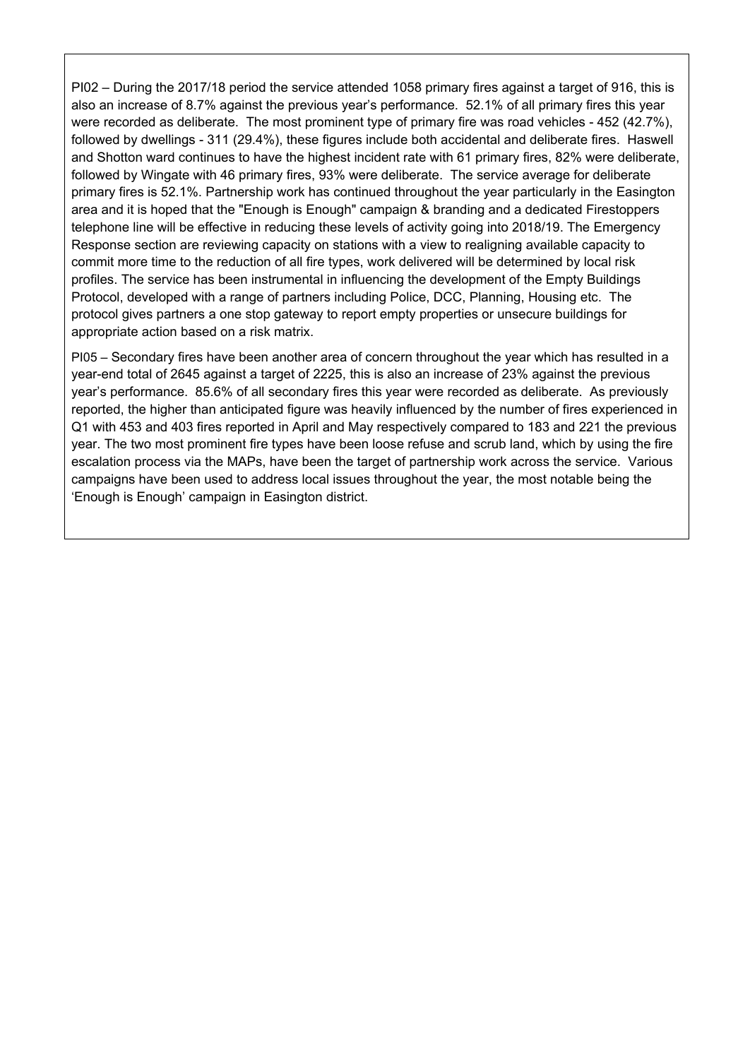PI02 – During the 2017/18 period the service attended 1058 primary fires against a target of 916, this is also an increase of 8.7% against the previous year's performance. 52.1% of all primary fires this year were recorded as deliberate. The most prominent type of primary fire was road vehicles - 452 (42.7%), followed by dwellings - 311 (29.4%), these figures include both accidental and deliberate fires. Haswell and Shotton ward continues to have the highest incident rate with 61 primary fires, 82% were deliberate, followed by Wingate with 46 primary fires, 93% were deliberate. The service average for deliberate primary fires is 52.1%. Partnership work has continued throughout the year particularly in the Easington area and it is hoped that the "Enough is Enough" campaign & branding and a dedicated Firestoppers telephone line will be effective in reducing these levels of activity going into 2018/19. The Emergency Response section are reviewing capacity on stations with a view to realigning available capacity to commit more time to the reduction of all fire types, work delivered will be determined by local risk profiles. The service has been instrumental in influencing the development of the Empty Buildings Protocol, developed with a range of partners including Police, DCC, Planning, Housing etc. The protocol gives partners a one stop gateway to report empty properties or unsecure buildings for appropriate action based on a risk matrix.

PI05 – Secondary fires have been another area of concern throughout the year which has resulted in a year-end total of 2645 against a target of 2225, this is also an increase of 23% against the previous year's performance. 85.6% of all secondary fires this year were recorded as deliberate. As previously reported, the higher than anticipated figure was heavily influenced by the number of fires experienced in Q1 with 453 and 403 fires reported in April and May respectively compared to 183 and 221 the previous year. The two most prominent fire types have been loose refuse and scrub land, which by using the fire escalation process via the MAPs, have been the target of partnership work across the service. Various campaigns have been used to address local issues throughout the year, the most notable being the 'Enough is Enough' campaign in Easington district.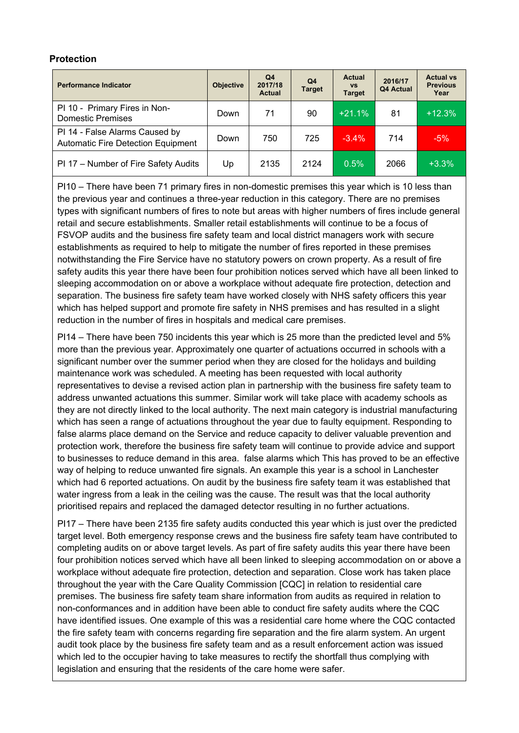## Protection

| Performance Indicator | Objective | Q4 2017/18 Actual | Q4 Target | Actual vs Target | 2016/17 Q4 Actual | Actual vs Previous Year |
|---|---|---|---|---|---|---|
| PI 10 - Primary Fires in Non-Domestic Premises | Down | 71 | 90 | +21.1% | 81 | +12.3% |
| PI 14 - False Alarms Caused by Automatic Fire Detection Equipment | Down | 750 | 725 | -3.4% | 714 | -5% |
| PI 17 – Number of Fire Safety Audits | Up | 2135 | 2124 | 0.5% | 2066 | +3.3% |

PI10 – There have been 71 primary fires in non-domestic premises this year which is 10 less than the previous year and continues a three-year reduction in this category. There are no premises types with significant numbers of fires to note but areas with higher numbers of fires include general retail and secure establishments. Smaller retail establishments will continue to be a focus of FSVOP audits and the business fire safety team and local district managers work with secure establishments as required to help to mitigate the number of fires reported in these premises notwithstanding the Fire Service have no statutory powers on crown property. As a result of fire safety audits this year there have been four prohibition notices served which have all been linked to sleeping accommodation on or above a workplace without adequate fire protection, detection and separation. The business fire safety team have worked closely with NHS safety officers this year which has helped support and promote fire safety in NHS premises and has resulted in a slight reduction in the number of fires in hospitals and medical care premises.

PI14 – There have been 750 incidents this year which is 25 more than the predicted level and 5% more than the previous year. Approximately one quarter of actuations occurred in schools with a significant number over the summer period when they are closed for the holidays and building maintenance work was scheduled. A meeting has been requested with local authority representatives to devise a revised action plan in partnership with the business fire safety team to address unwanted actuations this summer. Similar work will take place with academy schools as they are not directly linked to the local authority. The next main category is industrial manufacturing which has seen a range of actuations throughout the year due to faulty equipment. Responding to false alarms place demand on the Service and reduce capacity to deliver valuable prevention and protection work, therefore the business fire safety team will continue to provide advice and support to businesses to reduce demand in this area.  false alarms which This has proved to be an effective way of helping to reduce unwanted fire signals. An example this year is a school in Lanchester which had 6 reported actuations. On audit by the business fire safety team it was established that water ingress from a leak in the ceiling was the cause. The result was that the local authority prioritised repairs and replaced the damaged detector resulting in no further actuations.

PI17 – There have been 2135 fire safety audits conducted this year which is just over the predicted target level. Both emergency response crews and the business fire safety team have contributed to completing audits on or above target levels. As part of fire safety audits this year there have been four prohibition notices served which have all been linked to sleeping accommodation on or above a workplace without adequate fire protection, detection and separation. Close work has taken place throughout the year with the Care Quality Commission [CQC] in relation to residential care premises. The business fire safety team share information from audits as required in relation to non-conformances and in addition have been able to conduct fire safety audits where the CQC have identified issues. One example of this was a residential care home where the CQC contacted the fire safety team with concerns regarding fire separation and the fire alarm system. An urgent audit took place by the business fire safety team and as a result enforcement action was issued which led to the occupier having to take measures to rectify the shortfall thus complying with legislation and ensuring that the residents of the care home were safer.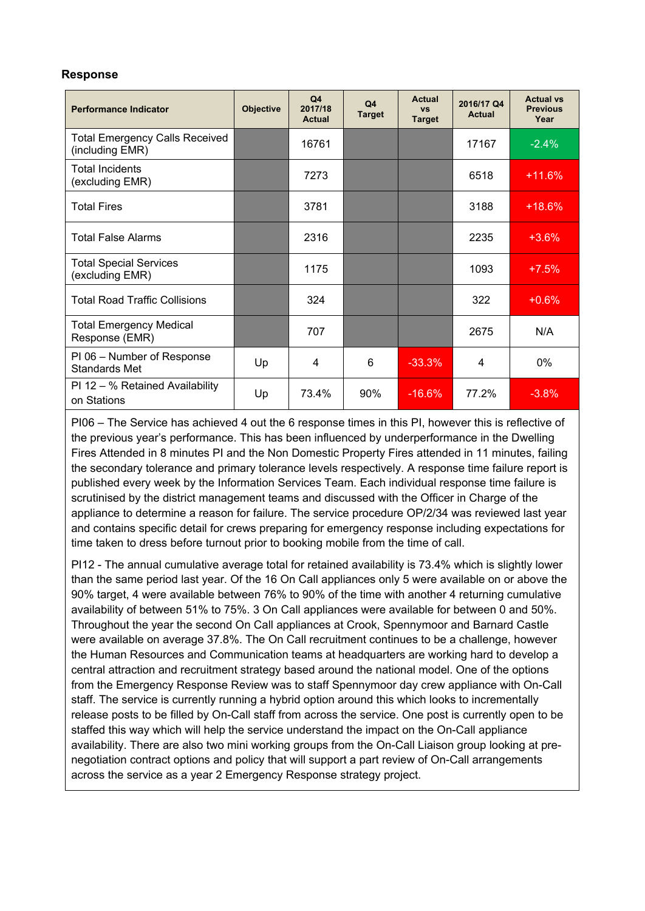### Response

| Performance Indicator | Objective | Q4 2017/18 Actual | Q4 Target | Actual vs Target | 2016/17 Q4 Actual | Actual vs Previous Year |
|---|---|---|---|---|---|---|
| Total Emergency Calls Received (including EMR) | | 16761 | | | 17167 | -2.4% |
| Total Incidents (excluding EMR) | | 7273 | | | 6518 | +11.6% |
| Total Fires | | 3781 | | | 3188 | +18.6% |
| Total False Alarms | | 2316 | | | 2235 | +3.6% |
| Total Special Services (excluding EMR) | | 1175 | | | 1093 | +7.5% |
| Total Road Traffic Collisions | | 324 | | | 322 | +0.6% |
| Total Emergency Medical Response (EMR) | | 707 | | | 2675 | N/A |
| PI 06 – Number of Response Standards Met | Up | 4 | 6 | -33.3% | 4 | 0% |
| PI 12 – % Retained Availability on Stations | Up | 73.4% | 90% | -16.6% | 77.2% | -3.8% |

PI06 – The Service has achieved 4 out the 6 response times in this PI, however this is reflective of the previous year's performance. This has been influenced by underperformance in the Dwelling Fires Attended in 8 minutes PI and the Non Domestic Property Fires attended in 11 minutes, failing the secondary tolerance and primary tolerance levels respectively. A response time failure report is published every week by the Information Services Team. Each individual response time failure is scrutinised by the district management teams and discussed with the Officer in Charge of the appliance to determine a reason for failure. The service procedure OP/2/34 was reviewed last year and contains specific detail for crews preparing for emergency response including expectations for time taken to dress before turnout prior to booking mobile from the time of call.

PI12 - The annual cumulative average total for retained availability is 73.4% which is slightly lower than the same period last year. Of the 16 On Call appliances only 5 were available on or above the 90% target, 4 were available between 76% to 90% of the time with another 4 returning cumulative availability of between 51% to 75%. 3 On Call appliances were available for between 0 and 50%. Throughout the year the second On Call appliances at Crook, Spennymoor and Barnard Castle were available on average 37.8%. The On Call recruitment continues to be a challenge, however the Human Resources and Communication teams at headquarters are working hard to develop a central attraction and recruitment strategy based around the national model. One of the options from the Emergency Response Review was to staff Spennymoor day crew appliance with On-Call staff. The service is currently running a hybrid option around this which looks to incrementally release posts to be filled by On-Call staff from across the service. One post is currently open to be staffed this way which will help the service understand the impact on the On-Call appliance availability. There are also two mini working groups from the On-Call Liaison group looking at pre-negotiation contract options and policy that will support a part review of On-Call arrangements across the service as a year 2 Emergency Response strategy project.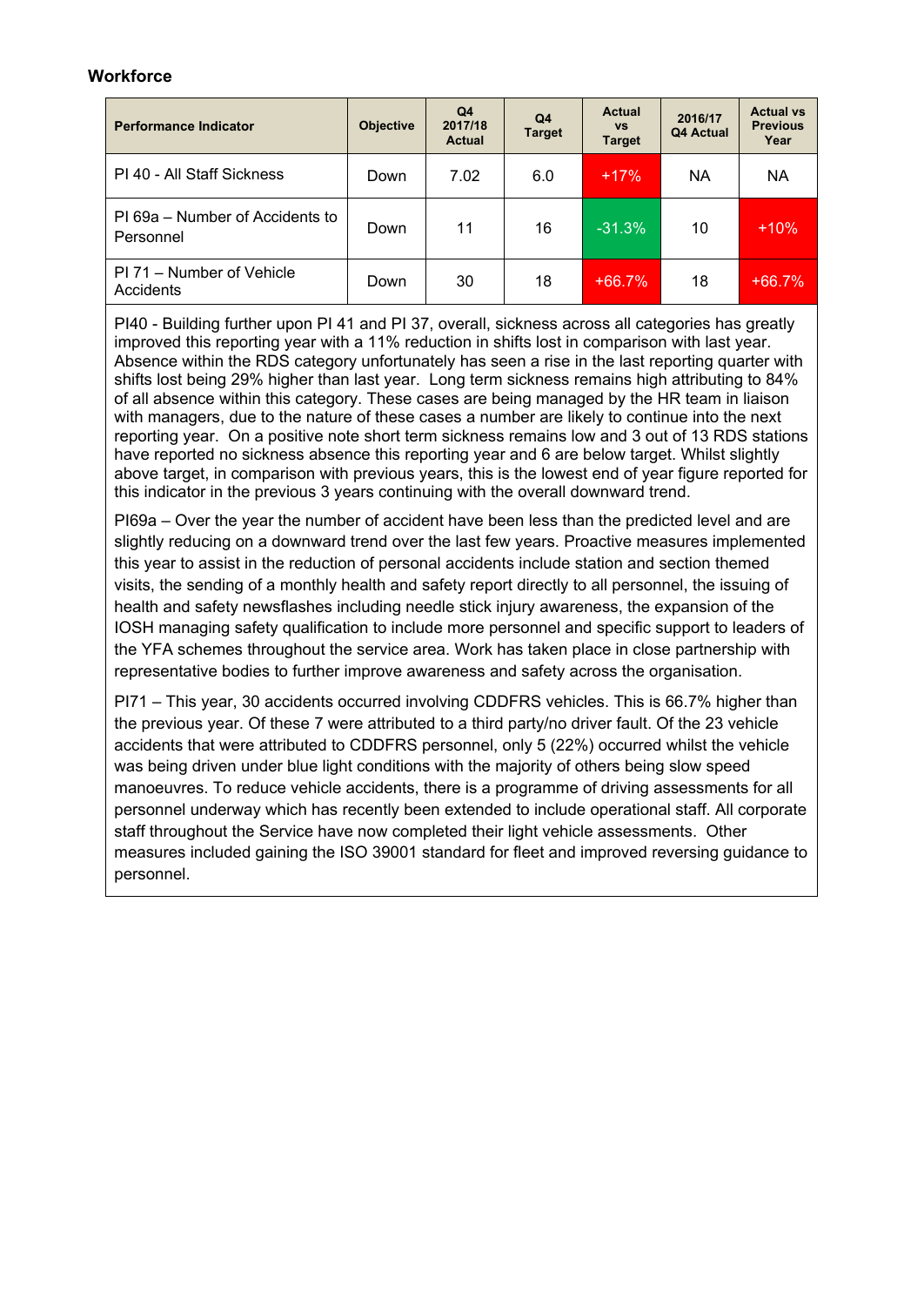## Workforce

| Performance Indicator | Objective | Q4 2017/18 Actual | Q4 Target | Actual vs Target | 2016/17 Q4 Actual | Actual vs Previous Year |
|---|---|---|---|---|---|---|
| PI 40 - All Staff Sickness | Down | 7.02 | 6.0 | +17% | NA | NA |
| PI 69a – Number of Accidents to Personnel | Down | 11 | 16 | -31.3% | 10 | +10% |
| PI 71 – Number of Vehicle Accidents | Down | 30 | 18 | +66.7% | 18 | +66.7% |

PI40 - Building further upon PI 41 and PI 37, overall, sickness across all categories has greatly improved this reporting year with a 11% reduction in shifts lost in comparison with last year. Absence within the RDS category unfortunately has seen a rise in the last reporting quarter with shifts lost being 29% higher than last year. Long term sickness remains high attributing to 84% of all absence within this category. These cases are being managed by the HR team in liaison with managers, due to the nature of these cases a number are likely to continue into the next reporting year. On a positive note short term sickness remains low and 3 out of 13 RDS stations have reported no sickness absence this reporting year and 6 are below target. Whilst slightly above target, in comparison with previous years, this is the lowest end of year figure reported for this indicator in the previous 3 years continuing with the overall downward trend.

PI69a – Over the year the number of accident have been less than the predicted level and are slightly reducing on a downward trend over the last few years. Proactive measures implemented this year to assist in the reduction of personal accidents include station and section themed visits, the sending of a monthly health and safety report directly to all personnel, the issuing of health and safety newsflashes including needle stick injury awareness, the expansion of the IOSH managing safety qualification to include more personnel and specific support to leaders of the YFA schemes throughout the service area. Work has taken place in close partnership with representative bodies to further improve awareness and safety across the organisation.

PI71 – This year, 30 accidents occurred involving CDDFRS vehicles. This is 66.7% higher than the previous year. Of these 7 were attributed to a third party/no driver fault. Of the 23 vehicle accidents that were attributed to CDDFRS personnel, only 5 (22%) occurred whilst the vehicle was being driven under blue light conditions with the majority of others being slow speed manoeuvres. To reduce vehicle accidents, there is a programme of driving assessments for all personnel underway which has recently been extended to include operational staff. All corporate staff throughout the Service have now completed their light vehicle assessments. Other measures included gaining the ISO 39001 standard for fleet and improved reversing guidance to personnel.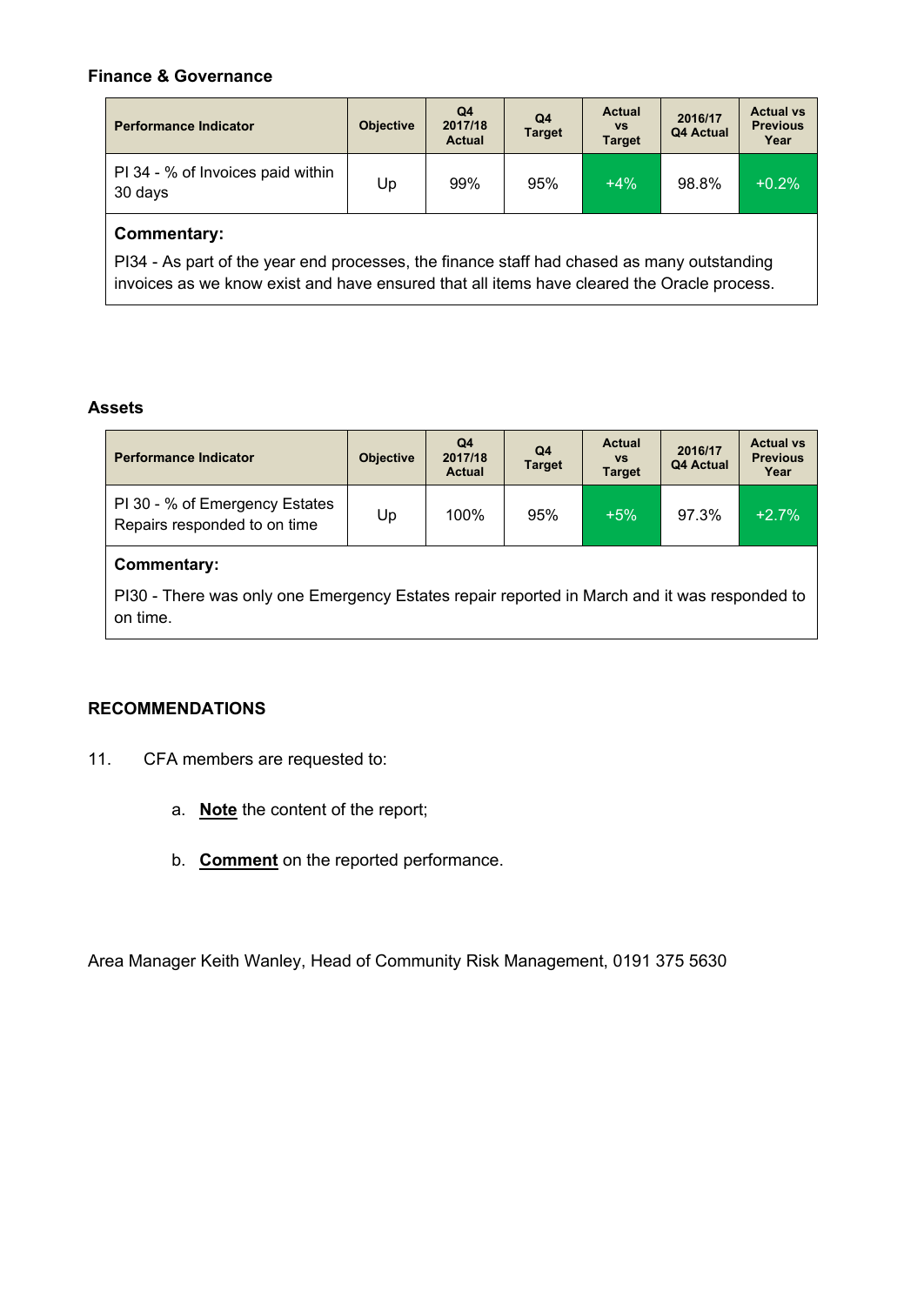### Finance & Governance

| Performance Indicator | Objective | Q4 2017/18 Actual | Q4 Target | Actual vs Target | 2016/17 Q4 Actual | Actual vs Previous Year |
|---|---|---|---|---|---|---|
| PI 34 - % of Invoices paid within 30 days | Up | 99% | 95% | +4% | 98.8% | +0.2% |

**Commentary:**

PI34 - As part of the year end processes, the finance staff had chased as many outstanding invoices as we know exist and have ensured that all items have cleared the Oracle process.

### Assets

| Performance Indicator | Objective | Q4 2017/18 Actual | Q4 Target | Actual vs Target | 2016/17 Q4 Actual | Actual vs Previous Year |
|---|---|---|---|---|---|---|
| PI 30 - % of Emergency Estates Repairs responded to on time | Up | 100% | 95% | +5% | 97.3% | +2.7% |

**Commentary:**

PI30 - There was only one Emergency Estates repair reported in March and it was responded to on time.

### RECOMMENDATIONS

11. CFA members are requested to:

    a. **Note** the content of the report;

    b. **Comment** on the reported performance.

Area Manager Keith Wanley, Head of Community Risk Management, 0191 375 5630